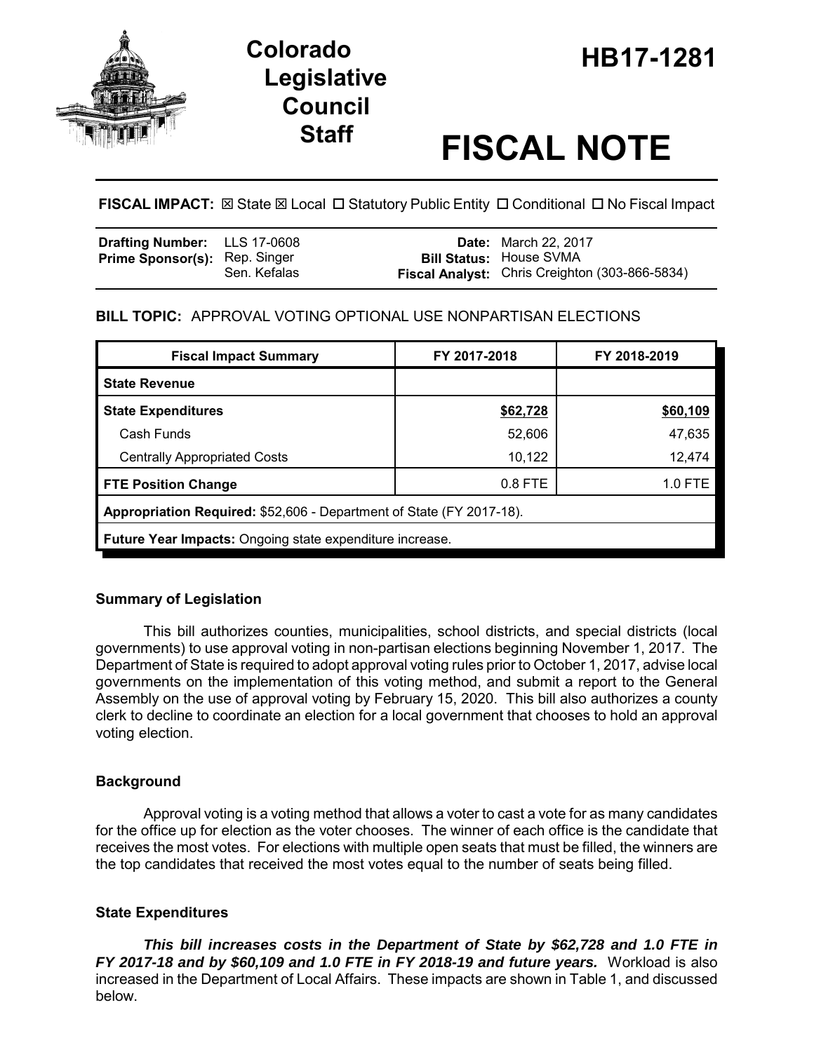# Colorado Legislative Council Staff

# HB17-1281

# FISCAL NOTE

**FISCAL IMPACT:** ☒ State ☒ Local ☐ Statutory Public Entity ☐ Conditional ☐ No Fiscal Impact

| | | | |
|---|---|---|---|
| **Drafting Number:** | LLS 17-0608 | **Date:** | March 22, 2017 |
| **Prime Sponsor(s):** | Rep. Singer<br>Sen. Kefalas | **Bill Status:** | House SVMA |
| | | **Fiscal Analyst:** | Chris Creighton (303-866-5834) |

**BILL TOPIC:** APPROVAL VOTING OPTIONAL USE NONPARTISAN ELECTIONS

| Fiscal Impact Summary | FY 2017-2018 | FY 2018-2019 |
|---|---|---|
| **State Revenue** | | |
| **State Expenditures** | **$62,728** | **$60,109** |
| Cash Funds | 52,606 | 47,635 |
| Centrally Appropriated Costs | 10,122 | 12,474 |
| **FTE Position Change** | 0.8 FTE | 1.0 FTE |
| **Appropriation Required:** $52,606 - Department of State (FY 2017-18). | | |
| **Future Year Impacts:** Ongoing state expenditure increase. | | |

### Summary of Legislation

This bill authorizes counties, municipalities, school districts, and special districts (local governments) to use approval voting in non-partisan elections beginning November 1, 2017. The Department of State is required to adopt approval voting rules prior to October 1, 2017, advise local governments on the implementation of this voting method, and submit a report to the General Assembly on the use of approval voting by February 15, 2020. This bill also authorizes a county clerk to decline to coordinate an election for a local government that chooses to hold an approval voting election.

### Background

Approval voting is a voting method that allows a voter to cast a vote for as many candidates for the office up for election as the voter chooses. The winner of each office is the candidate that receives the most votes. For elections with multiple open seats that must be filled, the winners are the top candidates that received the most votes equal to the number of seats being filled.

### State Expenditures

***This bill increases costs in the Department of State by $62,728 and 1.0 FTE in FY 2017-18 and by $60,109 and 1.0 FTE in FY 2018-19 and future years.*** Workload is also increased in the Department of Local Affairs. These impacts are shown in Table 1, and discussed below.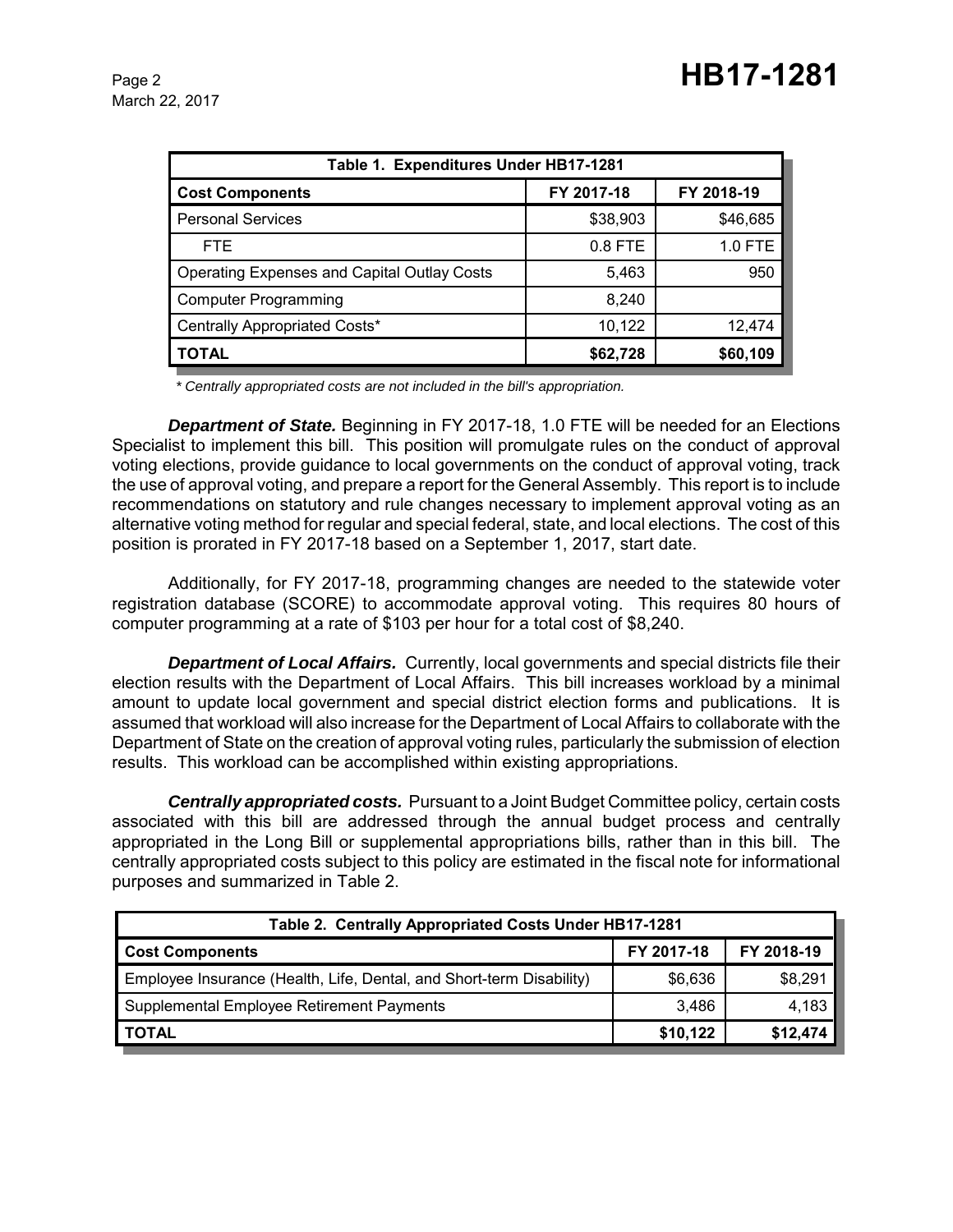| Table 1. Expenditures Under HB17-1281 | | |
|---|---|---|
| **Cost Components** | **FY 2017-18** | **FY 2018-19** |
| Personal Services | $38,903 | $46,685 |
| FTE | 0.8 FTE | 1.0 FTE |
| Operating Expenses and Capital Outlay Costs | 5,463 | 950 |
| Computer Programming | 8,240 | |
| Centrally Appropriated Costs* | 10,122 | 12,474 |
| **TOTAL** | **$62,728** | **$60,109** |

*\* Centrally appropriated costs are not included in the bill's appropriation.*

***Department of State.*** Beginning in FY 2017-18, 1.0 FTE will be needed for an Elections Specialist to implement this bill. This position will promulgate rules on the conduct of approval voting elections, provide guidance to local governments on the conduct of approval voting, track the use of approval voting, and prepare a report for the General Assembly. This report is to include recommendations on statutory and rule changes necessary to implement approval voting as an alternative voting method for regular and special federal, state, and local elections. The cost of this position is prorated in FY 2017-18 based on a September 1, 2017, start date.

Additionally, for FY 2017-18, programming changes are needed to the statewide voter registration database (SCORE) to accommodate approval voting. This requires 80 hours of computer programming at a rate of $103 per hour for a total cost of $8,240.

***Department of Local Affairs.*** Currently, local governments and special districts file their election results with the Department of Local Affairs. This bill increases workload by a minimal amount to update local government and special district election forms and publications. It is assumed that workload will also increase for the Department of Local Affairs to collaborate with the Department of State on the creation of approval voting rules, particularly the submission of election results. This workload can be accomplished within existing appropriations.

***Centrally appropriated costs.*** Pursuant to a Joint Budget Committee policy, certain costs associated with this bill are addressed through the annual budget process and centrally appropriated in the Long Bill or supplemental appropriations bills, rather than in this bill. The centrally appropriated costs subject to this policy are estimated in the fiscal note for informational purposes and summarized in Table 2.

| Table 2. Centrally Appropriated Costs Under HB17-1281 | | |
|---|---|---|
| **Cost Components** | **FY 2017-18** | **FY 2018-19** |
| Employee Insurance (Health, Life, Dental, and Short-term Disability) | $6,636 | $8,291 |
| Supplemental Employee Retirement Payments | 3,486 | 4,183 |
| **TOTAL** | **$10,122** | **$12,474** |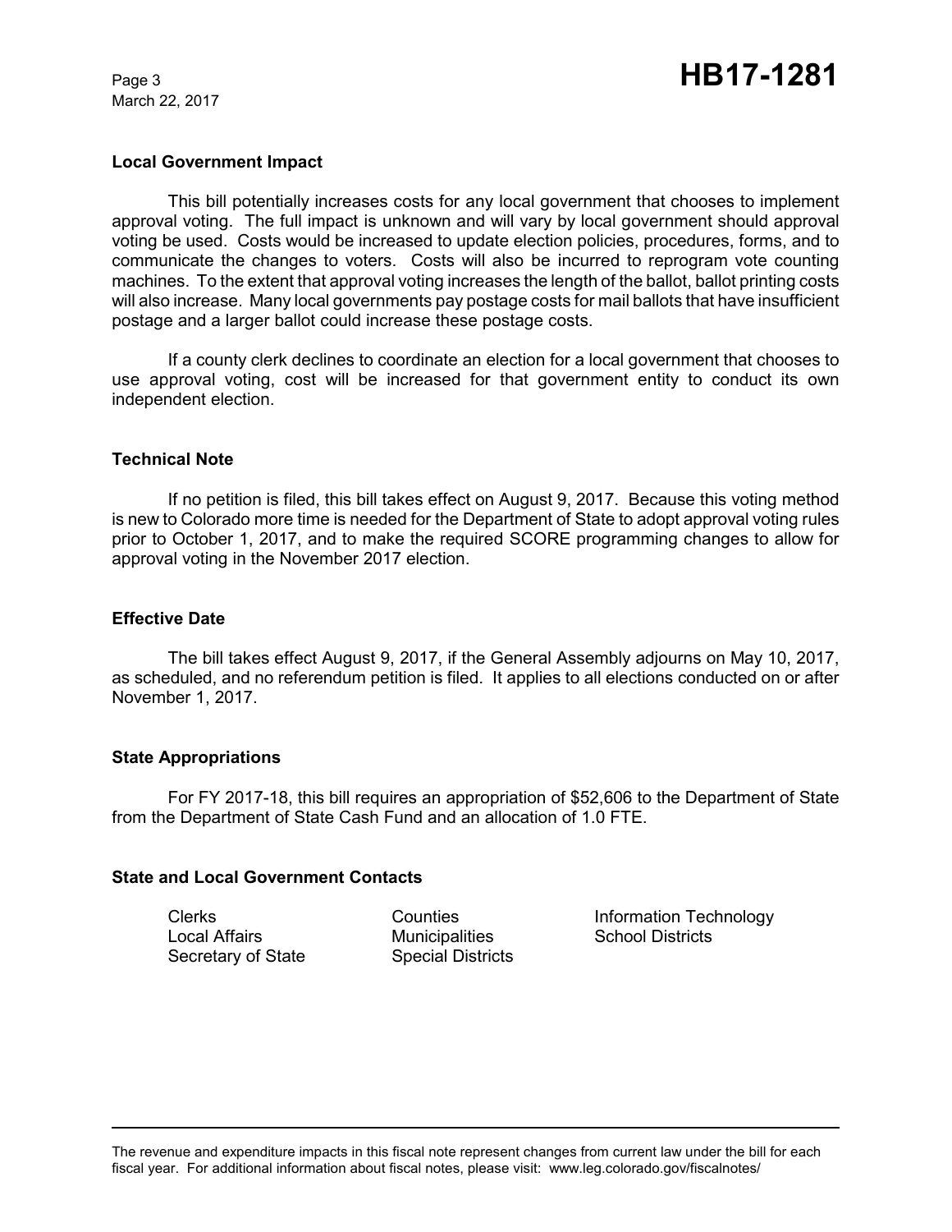### Local Government Impact

This bill potentially increases costs for any local government that chooses to implement approval voting. The full impact is unknown and will vary by local government should approval voting be used. Costs would be increased to update election policies, procedures, forms, and to communicate the changes to voters. Costs will also be incurred to reprogram vote counting machines. To the extent that approval voting increases the length of the ballot, ballot printing costs will also increase. Many local governments pay postage costs for mail ballots that have insufficient postage and a larger ballot could increase these postage costs.

If a county clerk declines to coordinate an election for a local government that chooses to use approval voting, cost will be increased for that government entity to conduct its own independent election.

### Technical Note

If no petition is filed, this bill takes effect on August 9, 2017. Because this voting method is new to Colorado more time is needed for the Department of State to adopt approval voting rules prior to October 1, 2017, and to make the required SCORE programming changes to allow for approval voting in the November 2017 election.

### Effective Date

The bill takes effect August 9, 2017, if the General Assembly adjourns on May 10, 2017, as scheduled, and no referendum petition is filed. It applies to all elections conducted on or after November 1, 2017.

### State Appropriations

For FY 2017-18, this bill requires an appropriation of $52,606 to the Department of State from the Department of State Cash Fund and an allocation of 1.0 FTE.

### State and Local Government Contacts

| | | |
|---|---|---|
| Clerks | Counties | Information Technology |
| Local Affairs | Municipalities | School Districts |
| Secretary of State | Special Districts | |

The revenue and expenditure impacts in this fiscal note represent changes from current law under the bill for each fiscal year. For additional information about fiscal notes, please visit: www.leg.colorado.gov/fiscalnotes/